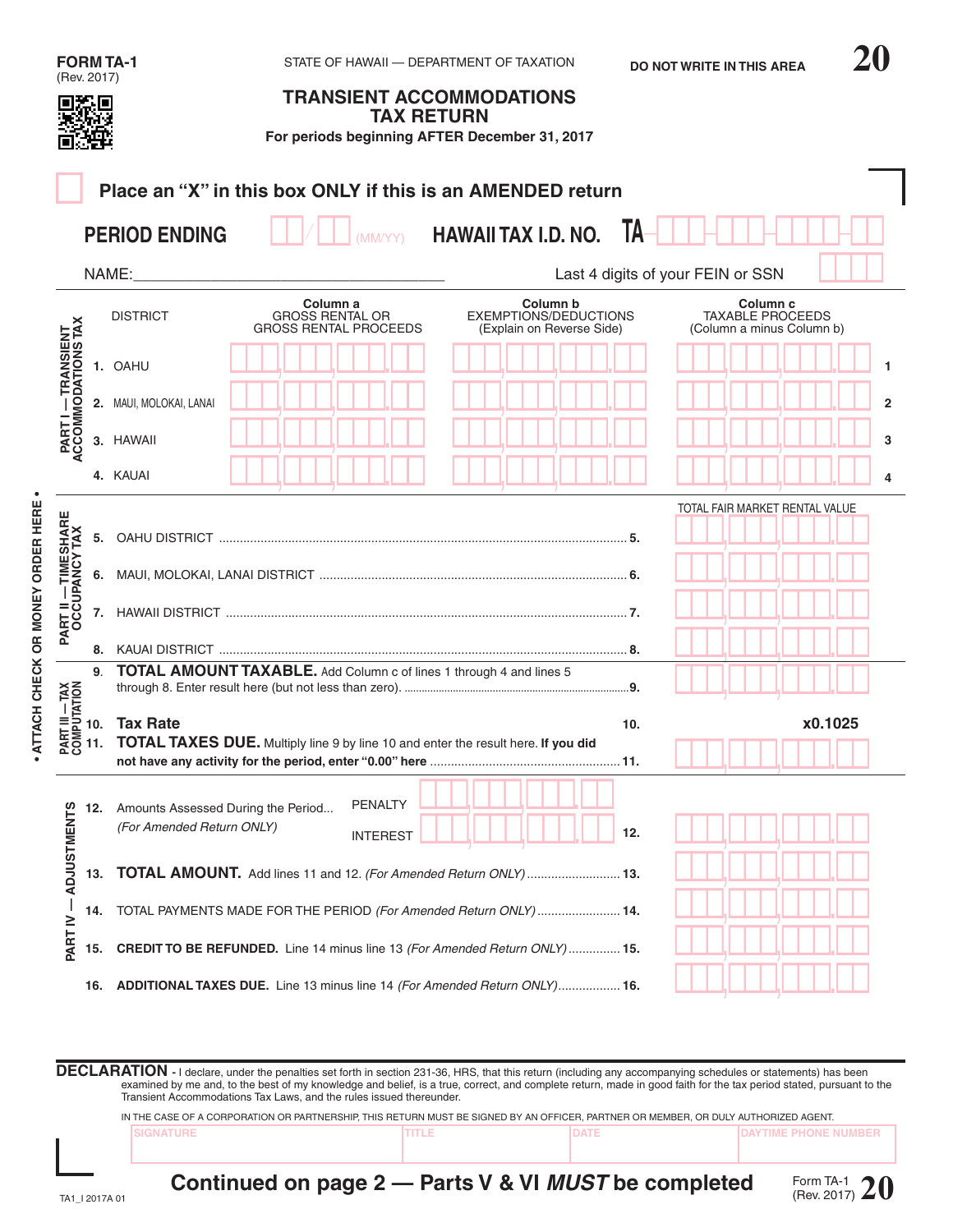FORM TA-1
(Rev. 2017)

STATE OF HAWAII — DEPARTMENT OF TAXATION

DO NOT WRITE IN THIS AREA

**20**

# TRANSIENT ACCOMMODATIONS TAX RETURN

**For periods beginning AFTER December 31, 2017**

☐ **Place an "X" in this box ONLY if this is an AMENDED return**

**PERIOD ENDING** __/__ (MM/YY) **HAWAII TAX I.D. NO.** TA-___-___-____-__

NAME:______________________________ Last 4 digits of your FEIN or SSN ____

## PART I — TRANSIENT ACCOMMODATIONS TAX

| DISTRICT | Column a GROSS RENTAL OR GROSS RENTAL PROCEEDS | Column b EXEMPTIONS/DEDUCTIONS (Explain on Reverse Side) | Column c TAXABLE PROCEEDS (Column a minus Column b) | |
|---|---|---|---|---|
| 1. OAHU | | | | 1 |
| 2. MAUI, MOLOKAI, LANAI | | | | 2 |
| 3. HAWAII | | | | 3 |
| 4. KAUAI | | | | 4 |

## PART II — TIMESHARE OCCUPANCY TAX

| | TOTAL FAIR MARKET RENTAL VALUE |
|---|---|
| 5. OAHU DISTRICT ........ 5. | |
| 6. MAUI, MOLOKAI, LANAI DISTRICT ........ 6. | |
| 7. HAWAII DISTRICT ........ 7. | |
| 8. KAUAI DISTRICT ........ 8. | |

## PART III — TAX COMPUTATION

9. **TOTAL AMOUNT TAXABLE.** Add Column c of lines 1 through 4 and lines 5 through 8. Enter result here (but not less than zero). ........ 9. ______

10. **Tax Rate** ........ 10. x0.1025

11. **TOTAL TAXES DUE.** Multiply line 9 by line 10 and enter the result here. **If you did not have any activity for the period, enter "0.00" here** ........ 11. ______

## PART IV — ADJUSTMENTS

12. Amounts Assessed During the Period... *(For Amended Return ONLY)* PENALTY ______ INTEREST ______ 12. ______

13. **TOTAL AMOUNT.** Add lines 11 and 12. *(For Amended Return ONLY)* ........ 13. ______

14. TOTAL PAYMENTS MADE FOR THE PERIOD *(For Amended Return ONLY)* ........ 14. ______

15. **CREDIT TO BE REFUNDED.** Line 14 minus line 13 *(For Amended Return ONLY)* ........ 15. ______

16. **ADDITIONAL TAXES DUE.** Line 13 minus line 14 *(For Amended Return ONLY)* ........ 16. ______

• ATTACH CHECK OR MONEY ORDER HERE •

**DECLARATION** - I declare, under the penalties set forth in section 231-36, HRS, that this return (including any accompanying schedules or statements) has been examined by me and, to the best of my knowledge and belief, is a true, correct, and complete return, made in good faith for the tax period stated, pursuant to the Transient Accommodations Tax Laws, and the rules issued thereunder.

IN THE CASE OF A CORPORATION OR PARTNERSHIP, THIS RETURN MUST BE SIGNED BY AN OFFICER, PARTNER OR MEMBER, OR DULY AUTHORIZED AGENT.

| SIGNATURE | TITLE | DATE | DAYTIME PHONE NUMBER |
|---|---|---|---|
| | | | |

**Continued on page 2 — Parts V & VI *MUST* be completed**

TA1_I 2017A 01

Form TA-1 (Rev. 2017) **20**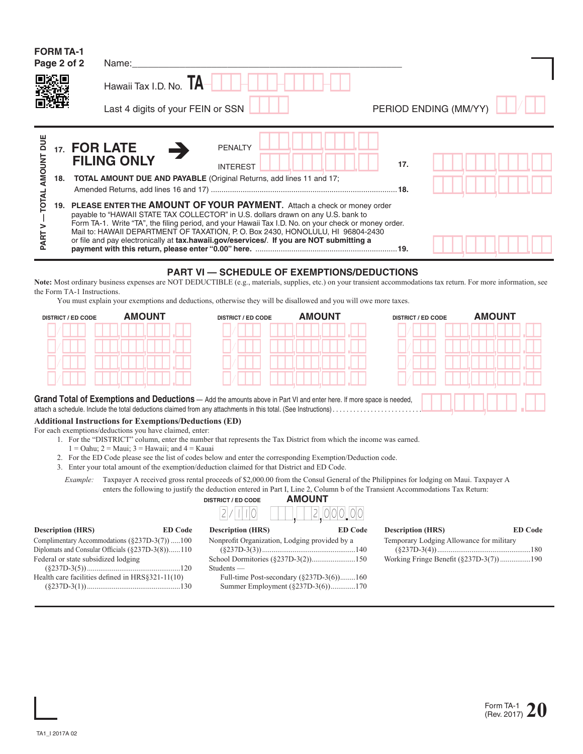**FORM TA-1**
**Page 2 of 2**

Name:______________________________________________

Hawaii Tax I.D. No. **TA** ___-___-___-___

Last 4 digits of your FEIN or SSN ____

PERIOD ENDING (MM/YY) __/__

## PART V — TOTAL AMOUNT DUE

**17. FOR LATE FILING ONLY** → PENALTY ________ INTEREST ________ **17.** ________

**18. TOTAL AMOUNT DUE AND PAYABLE** (Original Returns, add lines 11 and 17; Amended Returns, add lines 16 and 17) .......................................................................................**18.** ________

**19. PLEASE ENTER THE AMOUNT OF YOUR PAYMENT.** Attach a check or money order payable to "HAWAII STATE TAX COLLECTOR" in U.S. dollars drawn on any U.S. bank to Form TA-1. Write "TA", the filing period, and your Hawaii Tax I.D. No. on your check or money order. Mail to: HAWAII DEPARTMENT OF TAXATION, P. O. Box 2430, HONOLULU, HI 96804-2430 or file and pay electronically at **tax.hawaii.gov/eservices/**. **If you are NOT submitting a payment with this return, please enter "0.00" here.** ..................................................................**19.** ________

## PART VI — SCHEDULE OF EXEMPTIONS/DEDUCTIONS

**Note:** Most ordinary business expenses are NOT DEDUCTIBLE (e.g., materials, supplies, etc.) on your transient accommodations tax return. For more information, see the Form TA-1 Instructions.

You must explain your exemptions and deductions, otherwise they will be disallowed and you will owe more taxes.

| DISTRICT / ED CODE | AMOUNT | DISTRICT / ED CODE | AMOUNT | DISTRICT / ED CODE | AMOUNT |
|---|---|---|---|---|---|
| / | | / | | / | |
| / | | / | | / | |
| / | | / | | / | |
| / | | / | | / | |

**Grand Total of Exemptions and Deductions** — Add the amounts above in Part VI and enter here. If more space is needed, attach a schedule. Include the total deductions claimed from any attachments in this total. (See Instructions) ......................... ________

### Additional Instructions for Exemptions/Deductions (ED)

For each exemptions/deductions you have claimed, enter:

1. For the "DISTRICT" column, enter the number that represents the Tax District from which the income was earned. 1 = Oahu; 2 = Maui; 3 = Hawaii; and 4 = Kauai
2. For the ED Code please see the list of codes below and enter the corresponding Exemption/Deduction code.
3. Enter your total amount of the exemption/deduction claimed for that District and ED Code.

*Example:* Taxpayer A received gross rental proceeds of $2,000.00 from the Consul General of the Philippines for lodging on Maui. Taxpayer A enters the following to justify the deduction entered in Part I, Line 2, Column b of the Transient Accommodations Tax Return:

| DISTRICT / ED CODE | AMOUNT |
|---|---|
| 2 / 110 | 2,000.00 |

| Description (HRS) | ED Code |
|---|---|
| Complimentary Accommodations (§237D-3(7)) | 100 |
| Diplomats and Consular Officials (§237D-3(8)) | 110 |
| Federal or state subsidized lodging (§237D-3(5)) | 120 |
| Health care facilities defined in HRS§321-11(10) (§237D-3(1)) | 130 |
| Nonprofit Organization, Lodging provided by a (§237D-3(3)) | 140 |
| School Dormitories (§237D-3(2)) | 150 |
| Students — Full-time Post-secondary (§237D-3(6)) | 160 |
| Students — Summer Employment (§237D-3(6)) | 170 |
| Temporary Lodging Allowance for military (§237D-3(4)) | 180 |
| Working Fringe Benefit (§237D-3(7)) | 190 |

Form TA-1 (Rev. 2017)

TA1_I 2017A 02